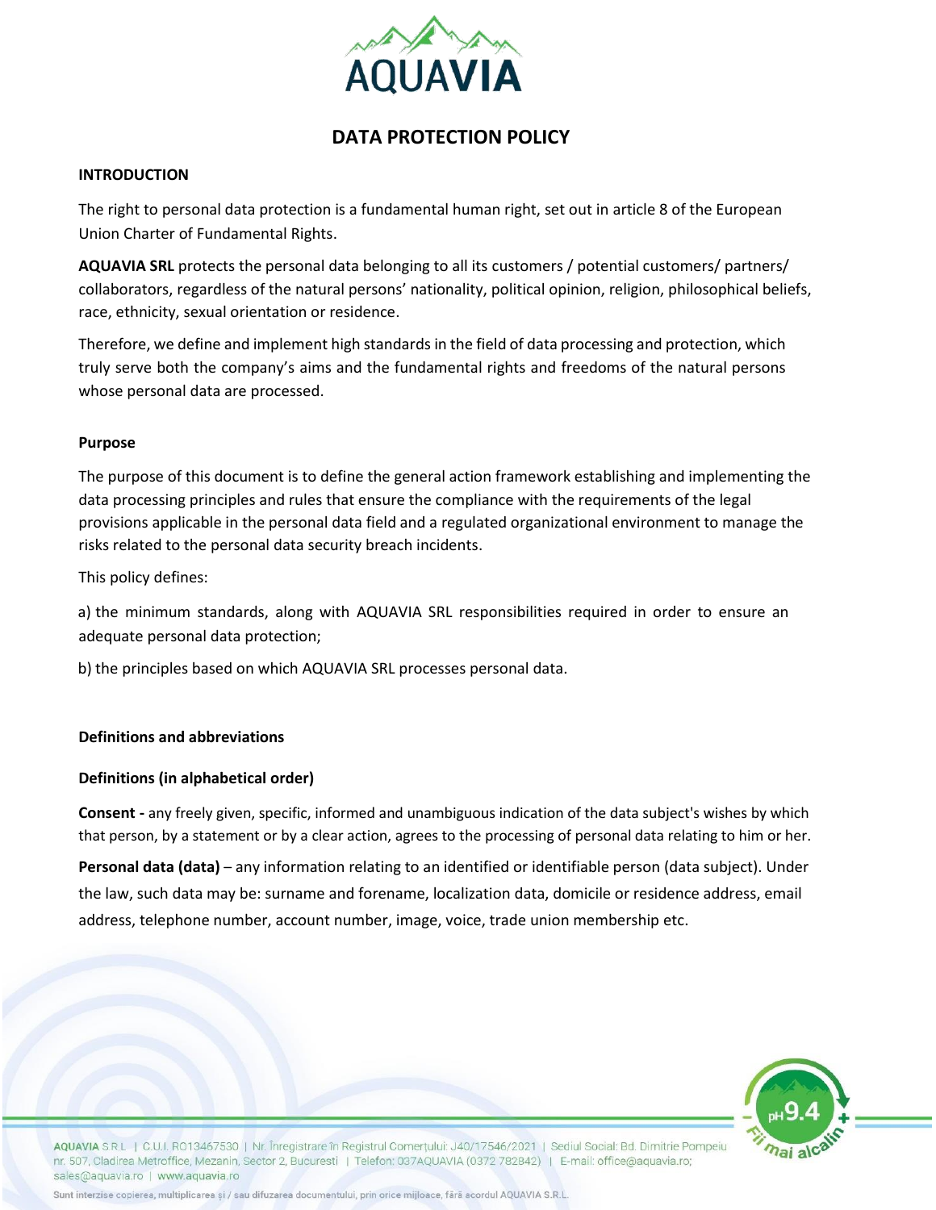# DATA PROTECTION POLICY

## INTRODUCTION

The right to personal data protection is a fundamental human right, set out in article 8 of the European Union Charter of Fundamental Rights.

**AQUAVIA SRL** protects the personal data belonging to all its customers / potential customers/ partners/ collaborators, regardless of the natural persons' nationality, political opinion, religion, philosophical beliefs, race, ethnicity, sexual orientation or residence.

Therefore, we define and implement high standards in the field of data processing and protection, which truly serve both the company's aims and the fundamental rights and freedoms of the natural persons whose personal data are processed.

### Purpose

The purpose of this document is to define the general action framework establishing and implementing the data processing principles and rules that ensure the compliance with the requirements of the legal provisions applicable in the personal data field and a regulated organizational environment to manage the risks related to the personal data security breach incidents.

This policy defines:

a) the minimum standards, along with AQUAVIA SRL responsibilities required in order to ensure an adequate personal data protection;

b) the principles based on which AQUAVIA SRL processes personal data.

### Definitions and abbreviations

#### Definitions (in alphabetical order)

**Consent -** any freely given, specific, informed and unambiguous indication of the data subject's wishes by which that person, by a statement or by a clear action, agrees to the processing of personal data relating to him or her.

**Personal data (data)** – any information relating to an identified or identifiable person (data subject). Under the law, such data may be: surname and forename, localization data, domicile or residence address, email address, telephone number, account number, image, voice, trade union membership etc.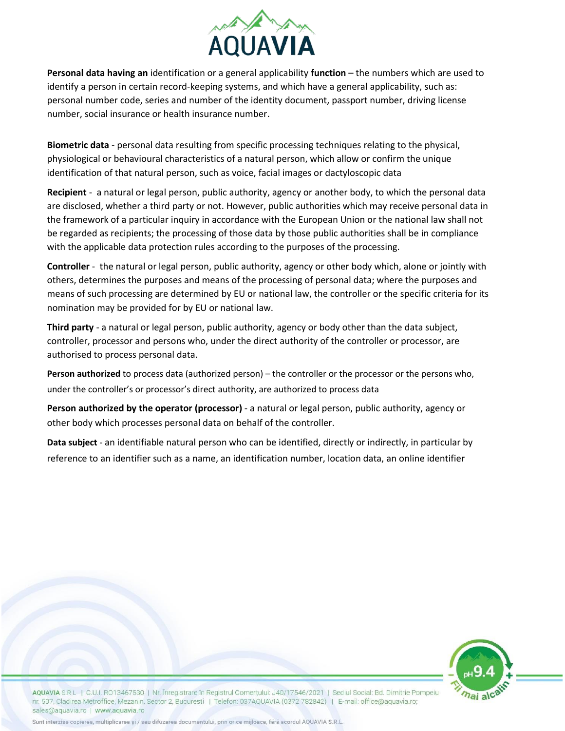**Personal data having an** identification or a general applicability **function** – the numbers which are used to identify a person in certain record-keeping systems, and which have a general applicability, such as: personal number code, series and number of the identity document, passport number, driving license number, social insurance or health insurance number.

**Biometric data** - personal data resulting from specific processing techniques relating to the physical, physiological or behavioural characteristics of a natural person, which allow or confirm the unique identification of that natural person, such as voice, facial images or dactyloscopic data

**Recipient** - a natural or legal person, public authority, agency or another body, to which the personal data are disclosed, whether a third party or not. However, public authorities which may receive personal data in the framework of a particular inquiry in accordance with the European Union or the national law shall not be regarded as recipients; the processing of those data by those public authorities shall be in compliance with the applicable data protection rules according to the purposes of the processing.

**Controller** - the natural or legal person, public authority, agency or other body which, alone or jointly with others, determines the purposes and means of the processing of personal data; where the purposes and means of such processing are determined by EU or national law, the controller or the specific criteria for its nomination may be provided for by EU or national law.

**Third party** - a natural or legal person, public authority, agency or body other than the data subject, controller, processor and persons who, under the direct authority of the controller or processor, are authorised to process personal data.

**Person authorized** to process data (authorized person) – the controller or the processor or the persons who, under the controller's or processor's direct authority, are authorized to process data

**Person authorized by the operator (processor)** - a natural or legal person, public authority, agency or other body which processes personal data on behalf of the controller.

**Data subject** - an identifiable natural person who can be identified, directly or indirectly, in particular by reference to an identifier such as a name, an identification number, location data, an online identifier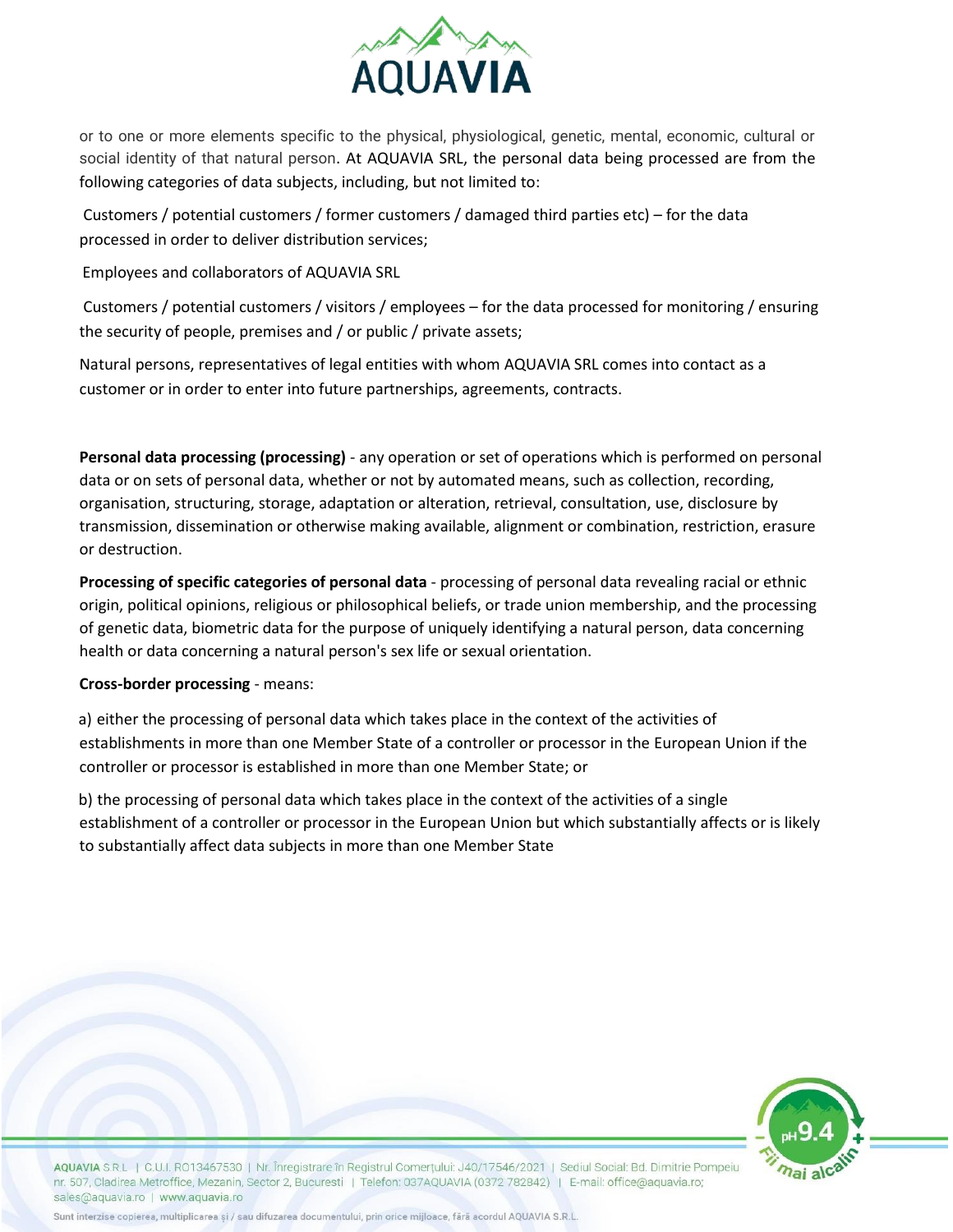or to one or more elements specific to the physical, physiological, genetic, mental, economic, cultural or social identity of that natural person. At AQUAVIA SRL, the personal data being processed are from the following categories of data subjects, including, but not limited to:

Customers / potential customers / former customers / damaged third parties etc) – for the data processed in order to deliver distribution services;

Employees and collaborators of AQUAVIA SRL

Customers / potential customers / visitors / employees – for the data processed for monitoring / ensuring the security of people, premises and / or public / private assets;

Natural persons, representatives of legal entities with whom AQUAVIA SRL comes into contact as a customer or in order to enter into future partnerships, agreements, contracts.

**Personal data processing (processing)** - any operation or set of operations which is performed on personal data or on sets of personal data, whether or not by automated means, such as collection, recording, organisation, structuring, storage, adaptation or alteration, retrieval, consultation, use, disclosure by transmission, dissemination or otherwise making available, alignment or combination, restriction, erasure or destruction.

**Processing of specific categories of personal data** - processing of personal data revealing racial or ethnic origin, political opinions, religious or philosophical beliefs, or trade union membership, and the processing of genetic data, biometric data for the purpose of uniquely identifying a natural person, data concerning health or data concerning a natural person's sex life or sexual orientation.

**Cross-border processing** - means:

a) either the processing of personal data which takes place in the context of the activities of establishments in more than one Member State of a controller or processor in the European Union if the controller or processor is established in more than one Member State; or

b) the processing of personal data which takes place in the context of the activities of a single establishment of a controller or processor in the European Union but which substantially affects or is likely to substantially affect data subjects in more than one Member State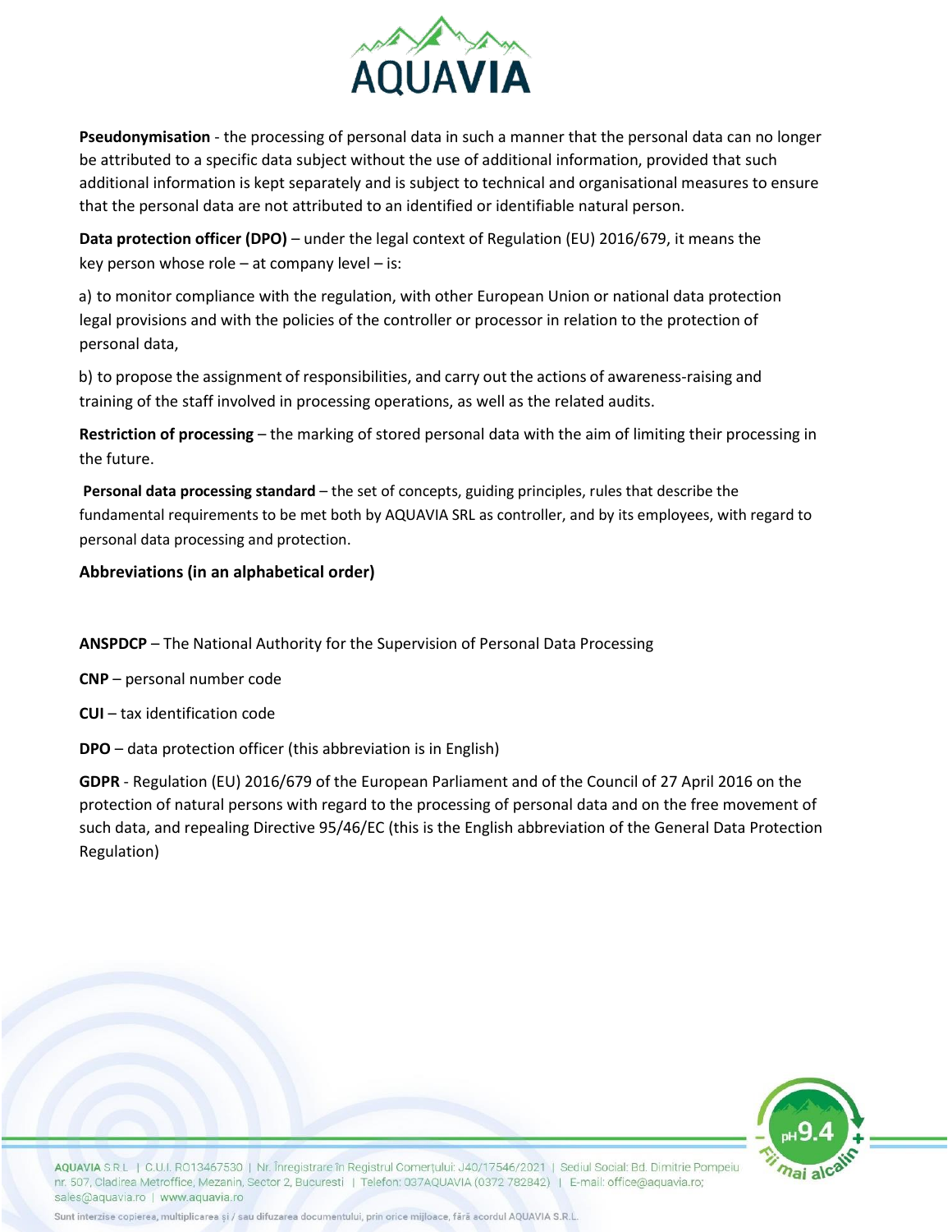**Pseudonymisation** - the processing of personal data in such a manner that the personal data can no longer be attributed to a specific data subject without the use of additional information, provided that such additional information is kept separately and is subject to technical and organisational measures to ensure that the personal data are not attributed to an identified or identifiable natural person.

**Data protection officer (DPO)** – under the legal context of Regulation (EU) 2016/679, it means the key person whose role – at company level – is:

a) to monitor compliance with the regulation, with other European Union or national data protection legal provisions and with the policies of the controller or processor in relation to the protection of personal data,

b) to propose the assignment of responsibilities, and carry out the actions of awareness-raising and training of the staff involved in processing operations, as well as the related audits.

**Restriction of processing** – the marking of stored personal data with the aim of limiting their processing in the future.

**Personal data processing standard** – the set of concepts, guiding principles, rules that describe the fundamental requirements to be met both by AQUAVIA SRL as controller, and by its employees, with regard to personal data processing and protection.

**Abbreviations (in an alphabetical order)**

**ANSPDCP** – The National Authority for the Supervision of Personal Data Processing

**CNP** – personal number code

**CUI** – tax identification code

**DPO** – data protection officer (this abbreviation is in English)

**GDPR** - Regulation (EU) 2016/679 of the European Parliament and of the Council of 27 April 2016 on the protection of natural persons with regard to the processing of personal data and on the free movement of such data, and repealing Directive 95/46/EC (this is the English abbreviation of the General Data Protection Regulation)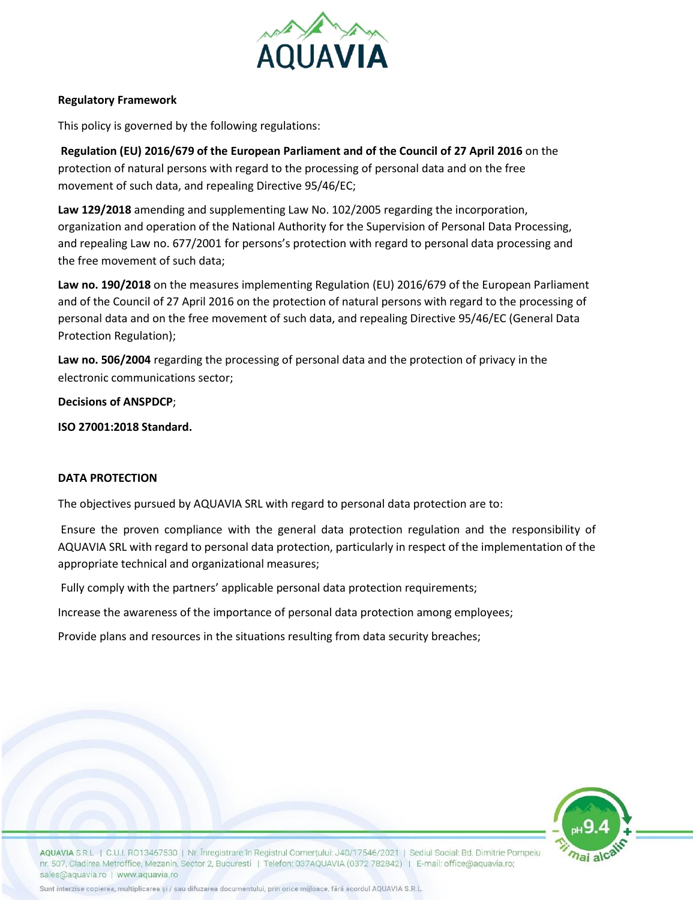**Regulatory Framework**

This policy is governed by the following regulations:

**Regulation (EU) 2016/679 of the European Parliament and of the Council of 27 April 2016** on the protection of natural persons with regard to the processing of personal data and on the free movement of such data, and repealing Directive 95/46/EC;

**Law 129/2018** amending and supplementing Law No. 102/2005 regarding the incorporation, organization and operation of the National Authority for the Supervision of Personal Data Processing, and repealing Law no. 677/2001 for persons's protection with regard to personal data processing and the free movement of such data;

**Law no. 190/2018** on the measures implementing Regulation (EU) 2016/679 of the European Parliament and of the Council of 27 April 2016 on the protection of natural persons with regard to the processing of personal data and on the free movement of such data, and repealing Directive 95/46/EC (General Data Protection Regulation);

**Law no. 506/2004** regarding the processing of personal data and the protection of privacy in the electronic communications sector;

**Decisions of ANSPDCP**;

**ISO 27001:2018 Standard.**

**DATA PROTECTION**

The objectives pursued by AQUAVIA SRL with regard to personal data protection are to:

Ensure the proven compliance with the general data protection regulation and the responsibility of AQUAVIA SRL with regard to personal data protection, particularly in respect of the implementation of the appropriate technical and organizational measures;

Fully comply with the partners' applicable personal data protection requirements;

Increase the awareness of the importance of personal data protection among employees;

Provide plans and resources in the situations resulting from data security breaches;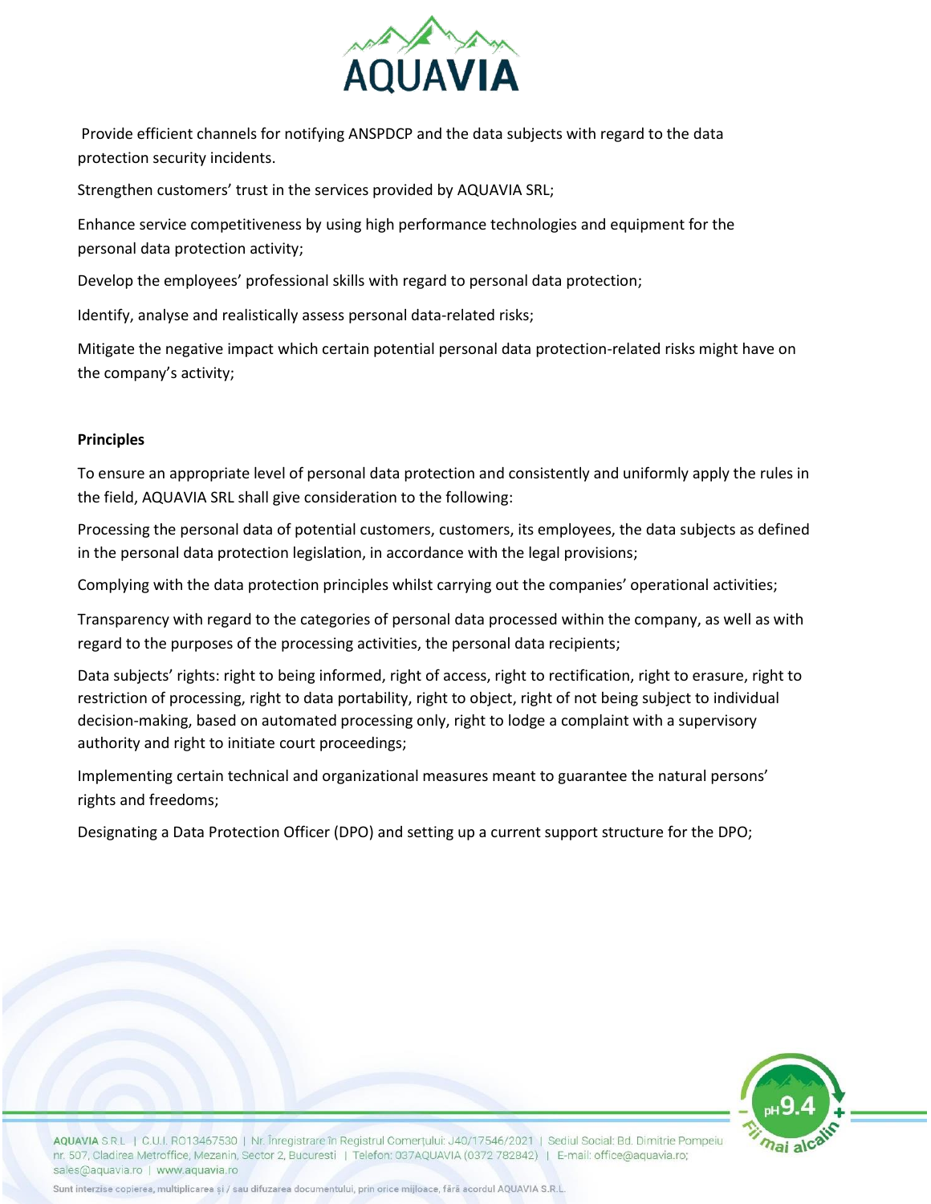Provide efficient channels for notifying ANSPDCP and the data subjects with regard to the data protection security incidents.

Strengthen customers' trust in the services provided by AQUAVIA SRL;

Enhance service competitiveness by using high performance technologies and equipment for the personal data protection activity;

Develop the employees' professional skills with regard to personal data protection;

Identify, analyse and realistically assess personal data-related risks;

Mitigate the negative impact which certain potential personal data protection-related risks might have on the company's activity;

**Principles**

To ensure an appropriate level of personal data protection and consistently and uniformly apply the rules in the field, AQUAVIA SRL shall give consideration to the following:

Processing the personal data of potential customers, customers, its employees, the data subjects as defined in the personal data protection legislation, in accordance with the legal provisions;

Complying with the data protection principles whilst carrying out the companies' operational activities;

Transparency with regard to the categories of personal data processed within the company, as well as with regard to the purposes of the processing activities, the personal data recipients;

Data subjects' rights: right to being informed, right of access, right to rectification, right to erasure, right to restriction of processing, right to data portability, right to object, right of not being subject to individual decision-making, based on automated processing only, right to lodge a complaint with a supervisory authority and right to initiate court proceedings;

Implementing certain technical and organizational measures meant to guarantee the natural persons' rights and freedoms;

Designating a Data Protection Officer (DPO) and setting up a current support structure for the DPO;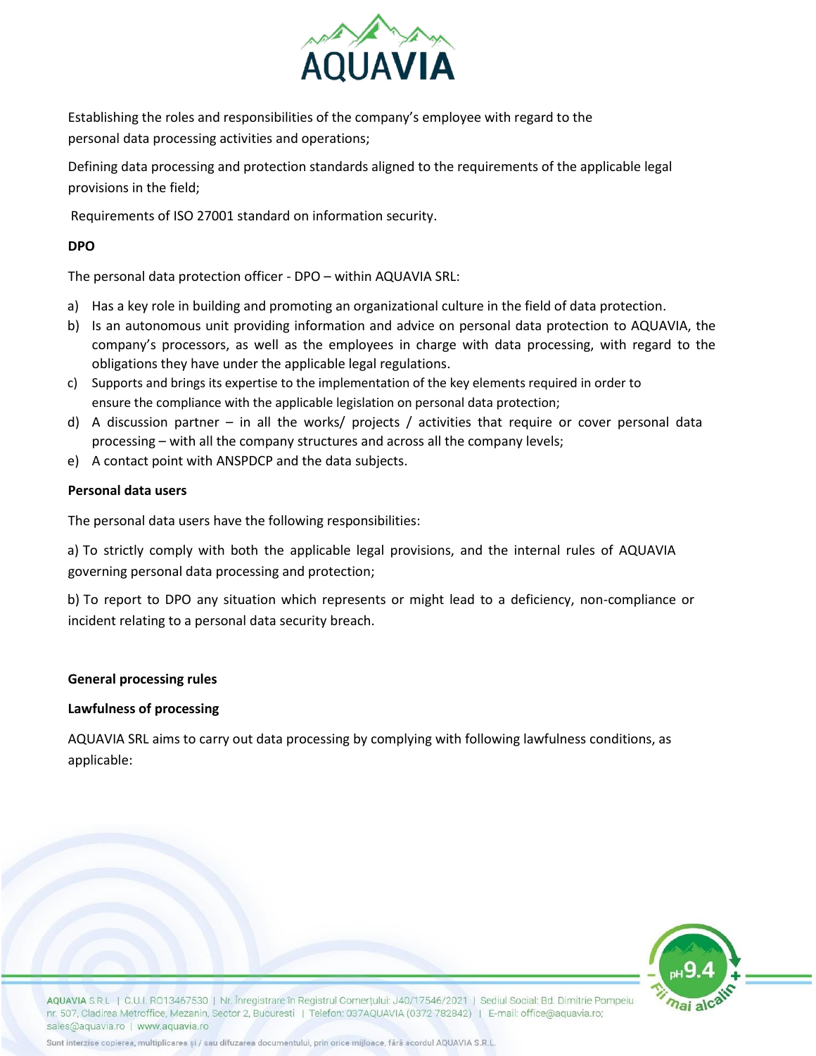Establishing the roles and responsibilities of the company's employee with regard to the personal data processing activities and operations;

Defining data processing and protection standards aligned to the requirements of the applicable legal provisions in the field;

Requirements of ISO 27001 standard on information security.

**DPO**

The personal data protection officer - DPO – within AQUAVIA SRL:

a) Has a key role in building and promoting an organizational culture in the field of data protection.
b) Is an autonomous unit providing information and advice on personal data protection to AQUAVIA, the company's processors, as well as the employees in charge with data processing, with regard to the obligations they have under the applicable legal regulations.
c) Supports and brings its expertise to the implementation of the key elements required in order to ensure the compliance with the applicable legislation on personal data protection;
d) A discussion partner – in all the works/ projects / activities that require or cover personal data processing – with all the company structures and across all the company levels;
e) A contact point with ANSPDCP and the data subjects.

**Personal data users**

The personal data users have the following responsibilities:

a) To strictly comply with both the applicable legal provisions, and the internal rules of AQUAVIA governing personal data processing and protection;

b) To report to DPO any situation which represents or might lead to a deficiency, non-compliance or incident relating to a personal data security breach.

**General processing rules**

**Lawfulness of processing**

AQUAVIA SRL aims to carry out data processing by complying with following lawfulness conditions, as applicable: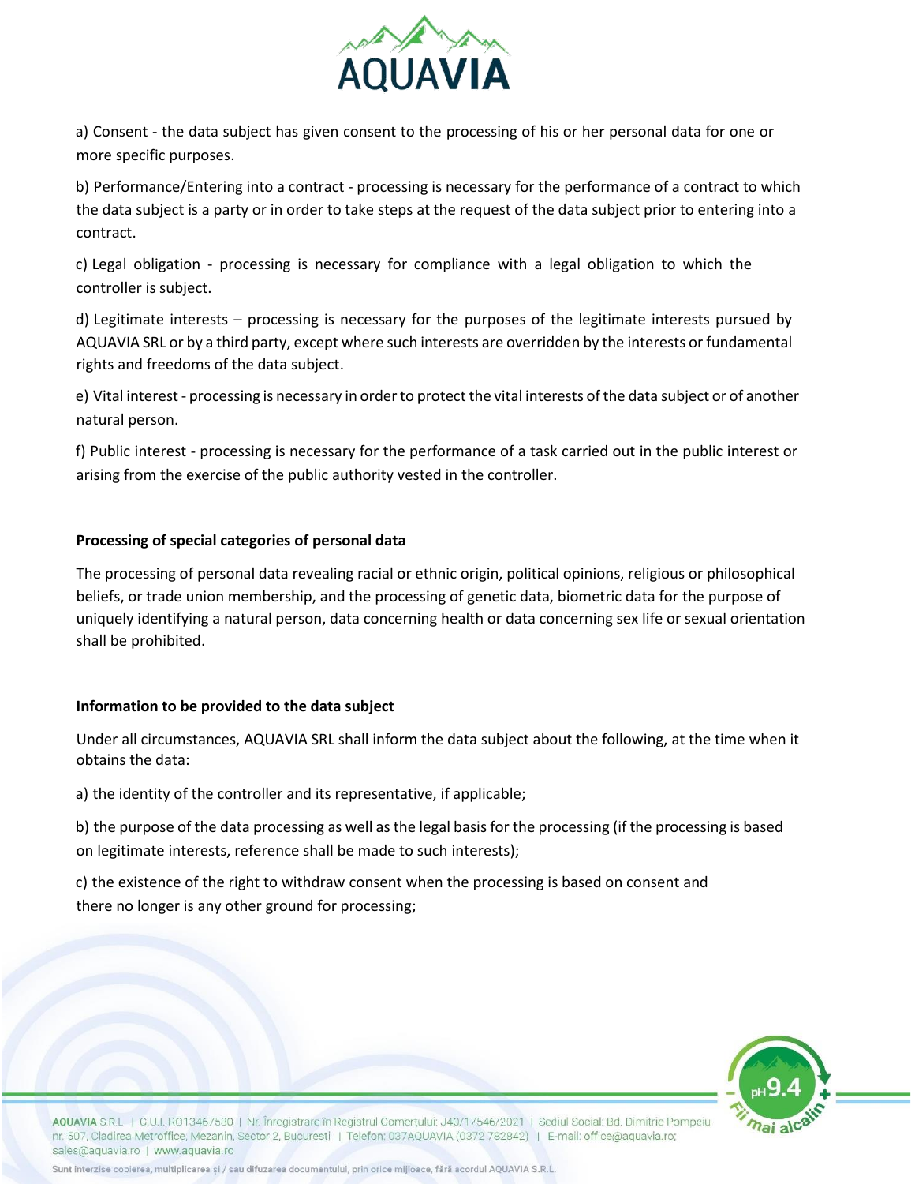a) Consent - the data subject has given consent to the processing of his or her personal data for one or more specific purposes.

b) Performance/Entering into a contract - processing is necessary for the performance of a contract to which the data subject is a party or in order to take steps at the request of the data subject prior to entering into a contract.

c) Legal obligation - processing is necessary for compliance with a legal obligation to which the controller is subject.

d) Legitimate interests – processing is necessary for the purposes of the legitimate interests pursued by AQUAVIA SRL or by a third party, except where such interests are overridden by the interests or fundamental rights and freedoms of the data subject.

e) Vital interest - processing is necessary in order to protect the vital interests of the data subject or of another natural person.

f) Public interest - processing is necessary for the performance of a task carried out in the public interest or arising from the exercise of the public authority vested in the controller.

**Processing of special categories of personal data**

The processing of personal data revealing racial or ethnic origin, political opinions, religious or philosophical beliefs, or trade union membership, and the processing of genetic data, biometric data for the purpose of uniquely identifying a natural person, data concerning health or data concerning sex life or sexual orientation shall be prohibited.

**Information to be provided to the data subject**

Under all circumstances, AQUAVIA SRL shall inform the data subject about the following, at the time when it obtains the data:

a) the identity of the controller and its representative, if applicable;

b) the purpose of the data processing as well as the legal basis for the processing (if the processing is based on legitimate interests, reference shall be made to such interests);

c) the existence of the right to withdraw consent when the processing is based on consent and there no longer is any other ground for processing;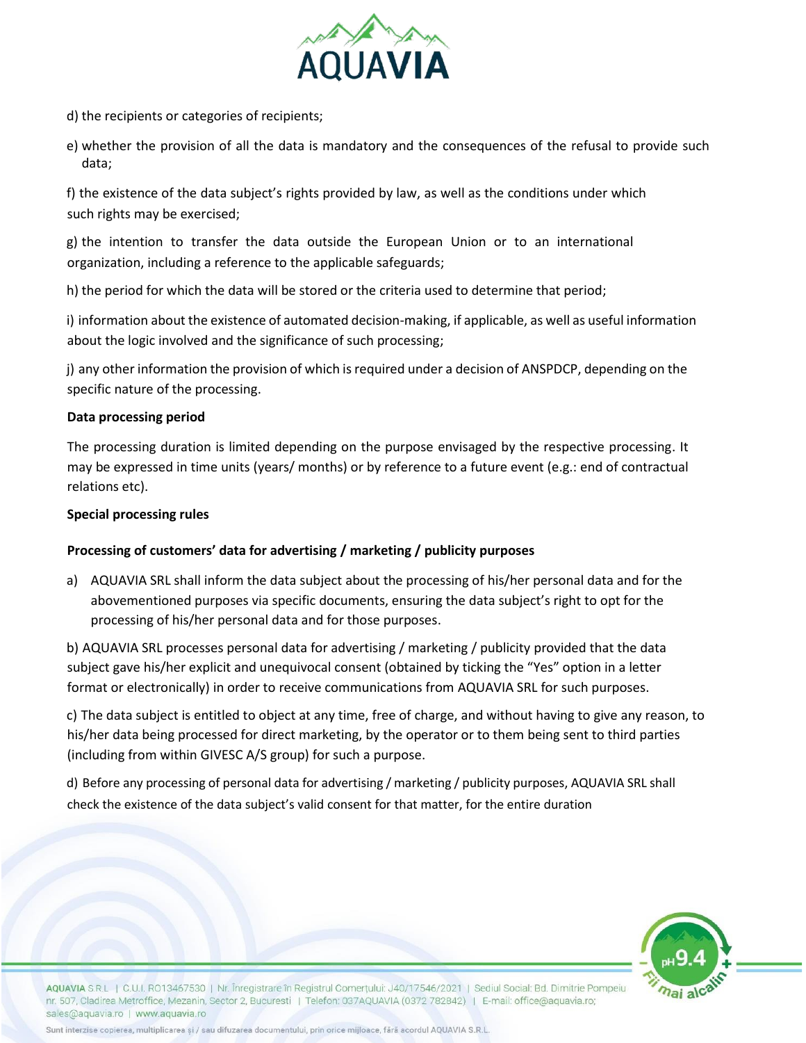d) the recipients or categories of recipients;

e) whether the provision of all the data is mandatory and the consequences of the refusal to provide such data;

f) the existence of the data subject's rights provided by law, as well as the conditions under which such rights may be exercised;

g) the intention to transfer the data outside the European Union or to an international organization, including a reference to the applicable safeguards;

h) the period for which the data will be stored or the criteria used to determine that period;

i) information about the existence of automated decision-making, if applicable, as well as useful information about the logic involved and the significance of such processing;

j) any other information the provision of which is required under a decision of ANSPDCP, depending on the specific nature of the processing.

**Data processing period**

The processing duration is limited depending on the purpose envisaged by the respective processing. It may be expressed in time units (years/ months) or by reference to a future event (e.g.: end of contractual relations etc).

**Special processing rules**

**Processing of customers' data for advertising / marketing / publicity purposes**

a) AQUAVIA SRL shall inform the data subject about the processing of his/her personal data and for the abovementioned purposes via specific documents, ensuring the data subject's right to opt for the processing of his/her personal data and for those purposes.

b) AQUAVIA SRL processes personal data for advertising / marketing / publicity provided that the data subject gave his/her explicit and unequivocal consent (obtained by ticking the "Yes" option in a letter format or electronically) in order to receive communications from AQUAVIA SRL for such purposes.

c) The data subject is entitled to object at any time, free of charge, and without having to give any reason, to his/her data being processed for direct marketing, by the operator or to them being sent to third parties (including from within GIVESC A/S group) for such a purpose.

d) Before any processing of personal data for advertising / marketing / publicity purposes, AQUAVIA SRL shall check the existence of the data subject's valid consent for that matter, for the entire duration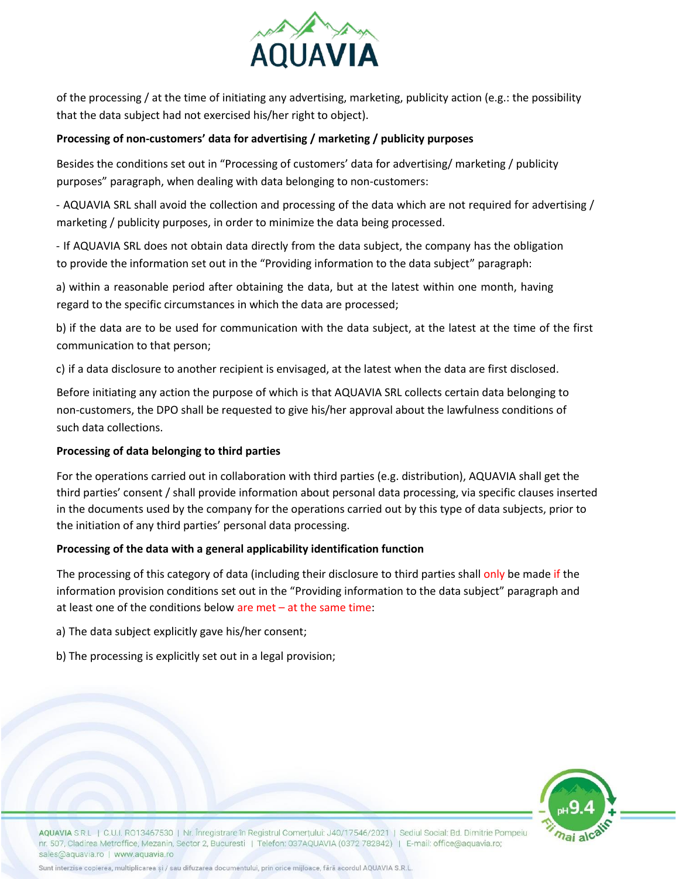of the processing / at the time of initiating any advertising, marketing, publicity action (e.g.: the possibility that the data subject had not exercised his/her right to object).

**Processing of non-customers' data for advertising / marketing / publicity purposes**

Besides the conditions set out in "Processing of customers' data for advertising/ marketing / publicity purposes" paragraph, when dealing with data belonging to non-customers:

- AQUAVIA SRL shall avoid the collection and processing of the data which are not required for advertising / marketing / publicity purposes, in order to minimize the data being processed.

- If AQUAVIA SRL does not obtain data directly from the data subject, the company has the obligation to provide the information set out in the "Providing information to the data subject" paragraph:

a) within a reasonable period after obtaining the data, but at the latest within one month, having regard to the specific circumstances in which the data are processed;

b) if the data are to be used for communication with the data subject, at the latest at the time of the first communication to that person;

c) if a data disclosure to another recipient is envisaged, at the latest when the data are first disclosed.

Before initiating any action the purpose of which is that AQUAVIA SRL collects certain data belonging to non-customers, the DPO shall be requested to give his/her approval about the lawfulness conditions of such data collections.

**Processing of data belonging to third parties**

For the operations carried out in collaboration with third parties (e.g. distribution), AQUAVIA shall get the third parties' consent / shall provide information about personal data processing, via specific clauses inserted in the documents used by the company for the operations carried out by this type of data subjects, prior to the initiation of any third parties' personal data processing.

**Processing of the data with a general applicability identification function**

The processing of this category of data (including their disclosure to third parties shall only be made if the information provision conditions set out in the "Providing information to the data subject" paragraph and at least one of the conditions below are met – at the same time:

a) The data subject explicitly gave his/her consent;

b) The processing is explicitly set out in a legal provision;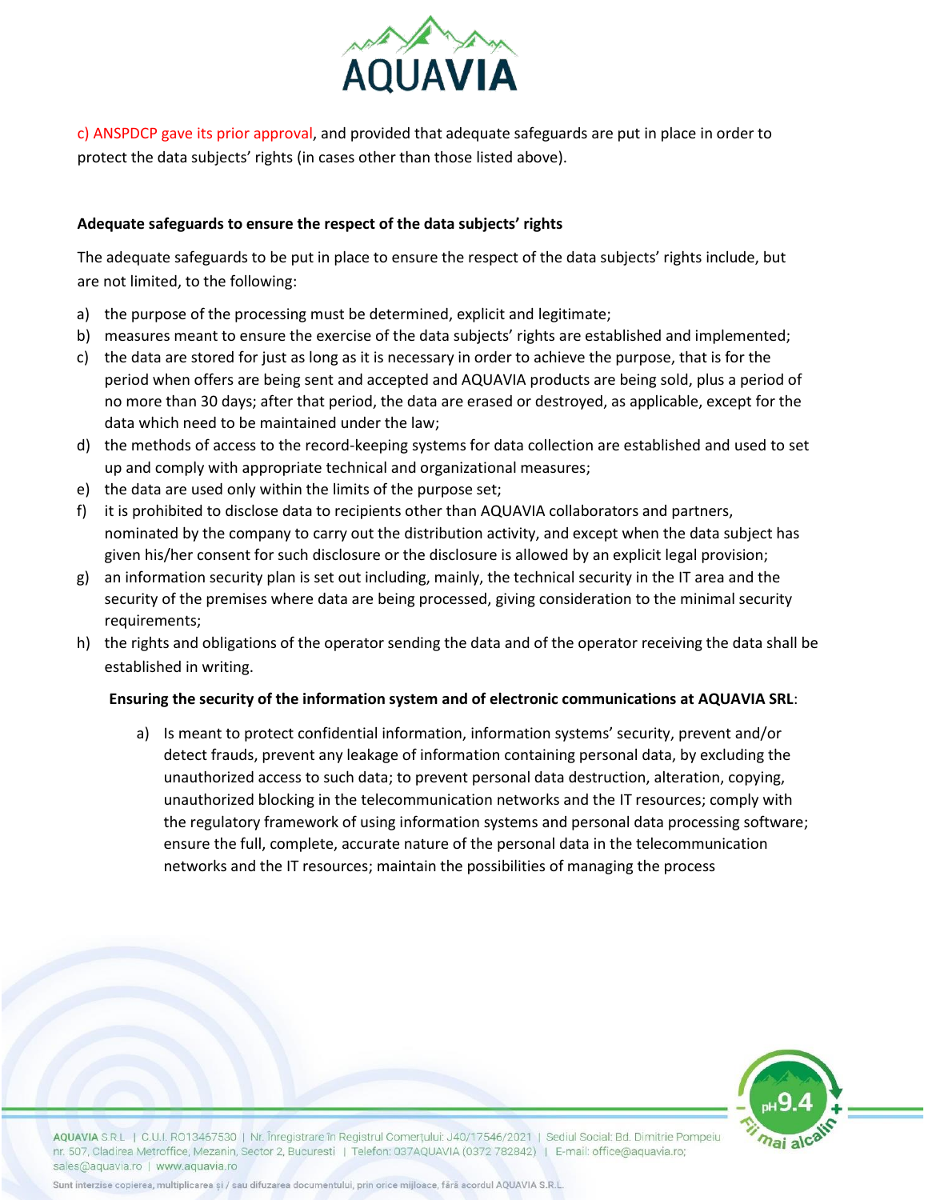c) ANSPDCP gave its prior approval, and provided that adequate safeguards are put in place in order to protect the data subjects' rights (in cases other than those listed above).

**Adequate safeguards to ensure the respect of the data subjects' rights**

The adequate safeguards to be put in place to ensure the respect of the data subjects' rights include, but are not limited, to the following:

a) the purpose of the processing must be determined, explicit and legitimate;
b) measures meant to ensure the exercise of the data subjects' rights are established and implemented;
c) the data are stored for just as long as it is necessary in order to achieve the purpose, that is for the period when offers are being sent and accepted and AQUAVIA products are being sold, plus a period of no more than 30 days; after that period, the data are erased or destroyed, as applicable, except for the data which need to be maintained under the law;
d) the methods of access to the record-keeping systems for data collection are established and used to set up and comply with appropriate technical and organizational measures;
e) the data are used only within the limits of the purpose set;
f) it is prohibited to disclose data to recipients other than AQUAVIA collaborators and partners, nominated by the company to carry out the distribution activity, and except when the data subject has given his/her consent for such disclosure or the disclosure is allowed by an explicit legal provision;
g) an information security plan is set out including, mainly, the technical security in the IT area and the security of the premises where data are being processed, giving consideration to the minimal security requirements;
h) the rights and obligations of the operator sending the data and of the operator receiving the data shall be established in writing.

**Ensuring the security of the information system and of electronic communications at AQUAVIA SRL**:

a) Is meant to protect confidential information, information systems' security, prevent and/or detect frauds, prevent any leakage of information containing personal data, by excluding the unauthorized access to such data; to prevent personal data destruction, alteration, copying, unauthorized blocking in the telecommunication networks and the IT resources; comply with the regulatory framework of using information systems and personal data processing software; ensure the full, complete, accurate nature of the personal data in the telecommunication networks and the IT resources; maintain the possibilities of managing the process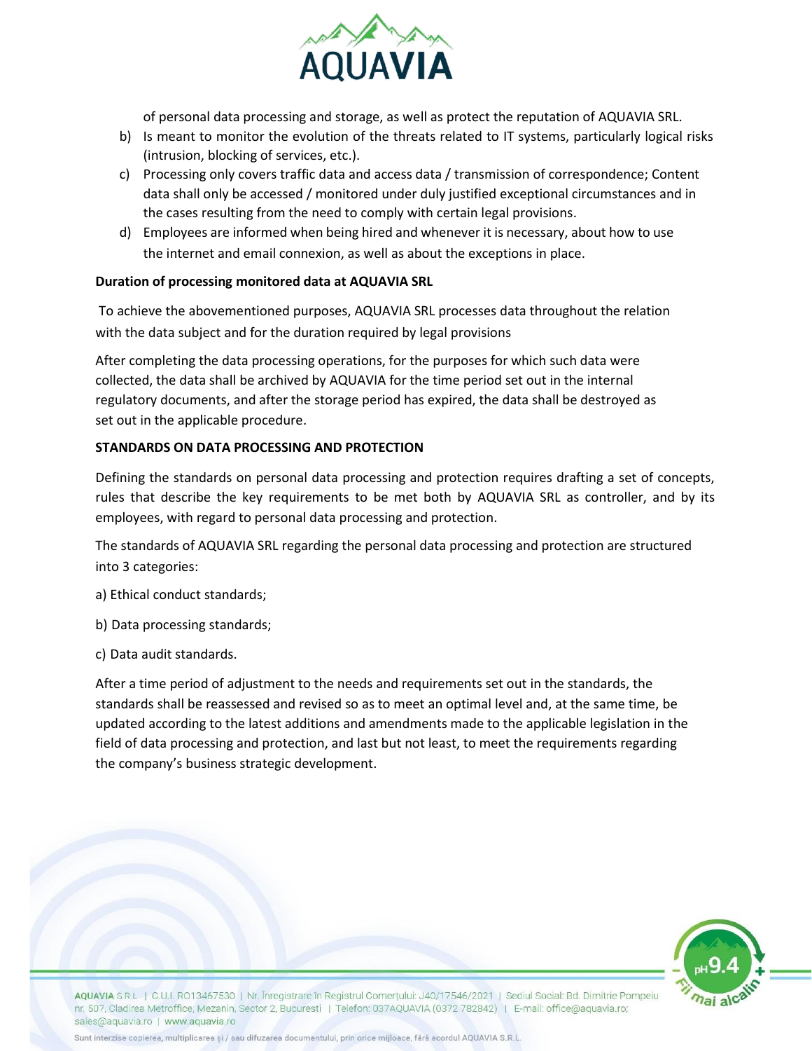of personal data processing and storage, as well as protect the reputation of AQUAVIA SRL.

b) Is meant to monitor the evolution of the threats related to IT systems, particularly logical risks (intrusion, blocking of services, etc.).

c) Processing only covers traffic data and access data / transmission of correspondence; Content data shall only be accessed / monitored under duly justified exceptional circumstances and in the cases resulting from the need to comply with certain legal provisions.

d) Employees are informed when being hired and whenever it is necessary, about how to use the internet and email connexion, as well as about the exceptions in place.

**Duration of processing monitored data at AQUAVIA SRL**

To achieve the abovementioned purposes, AQUAVIA SRL processes data throughout the relation with the data subject and for the duration required by legal provisions

After completing the data processing operations, for the purposes for which such data were collected, the data shall be archived by AQUAVIA for the time period set out in the internal regulatory documents, and after the storage period has expired, the data shall be destroyed as set out in the applicable procedure.

**STANDARDS ON DATA PROCESSING AND PROTECTION**

Defining the standards on personal data processing and protection requires drafting a set of concepts, rules that describe the key requirements to be met both by AQUAVIA SRL as controller, and by its employees, with regard to personal data processing and protection.

The standards of AQUAVIA SRL regarding the personal data processing and protection are structured into 3 categories:

a) Ethical conduct standards;

b) Data processing standards;

c) Data audit standards.

After a time period of adjustment to the needs and requirements set out in the standards, the standards shall be reassessed and revised so as to meet an optimal level and, at the same time, be updated according to the latest additions and amendments made to the applicable legislation in the field of data processing and protection, and last but not least, to meet the requirements regarding the company's business strategic development.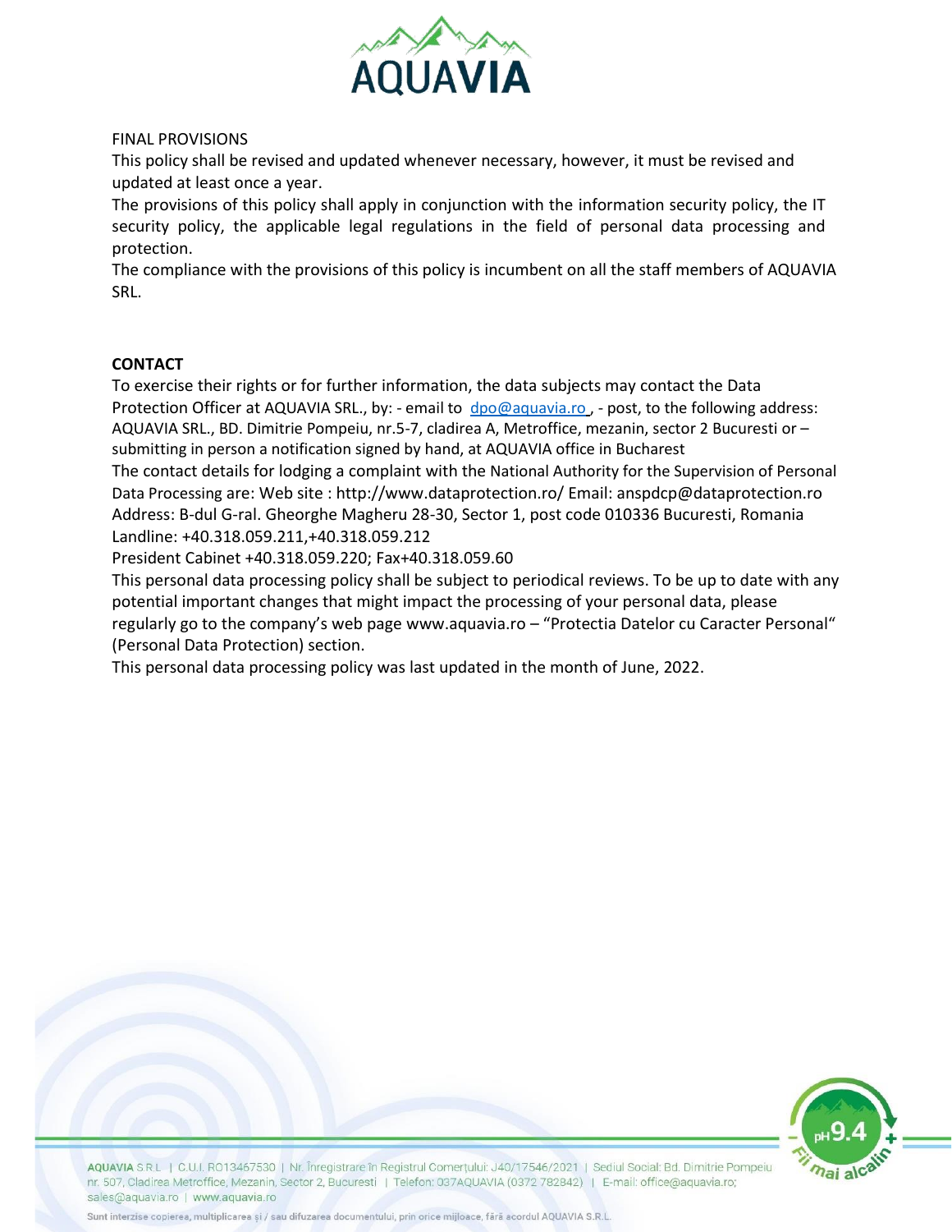FINAL PROVISIONS

This policy shall be revised and updated whenever necessary, however, it must be revised and updated at least once a year.

The provisions of this policy shall apply in conjunction with the information security policy, the IT security policy, the applicable legal regulations in the field of personal data processing and protection.

The compliance with the provisions of this policy is incumbent on all the staff members of AQUAVIA SRL.

**CONTACT**

To exercise their rights or for further information, the data subjects may contact the Data Protection Officer at AQUAVIA SRL., by: - email to dpo@aquavia.ro , - post, to the following address: AQUAVIA SRL., BD. Dimitrie Pompeiu, nr.5-7, cladirea A, Metroffice, mezanin, sector 2 Bucuresti or – submitting in person a notification signed by hand, at AQUAVIA office in Bucharest

The contact details for lodging a complaint with the National Authority for the Supervision of Personal Data Processing are: Web site : http://www.dataprotection.ro/ Email: anspdcp@dataprotection.ro Address: B-dul G-ral. Gheorghe Magheru 28-30, Sector 1, post code 010336 Bucuresti, Romania Landline: +40.318.059.211,+40.318.059.212

President Cabinet +40.318.059.220; Fax+40.318.059.60

This personal data processing policy shall be subject to periodical reviews. To be up to date with any potential important changes that might impact the processing of your personal data, please regularly go to the company's web page www.aquavia.ro – "Protectia Datelor cu Caracter Personal" (Personal Data Protection) section.

This personal data processing policy was last updated in the month of June, 2022.